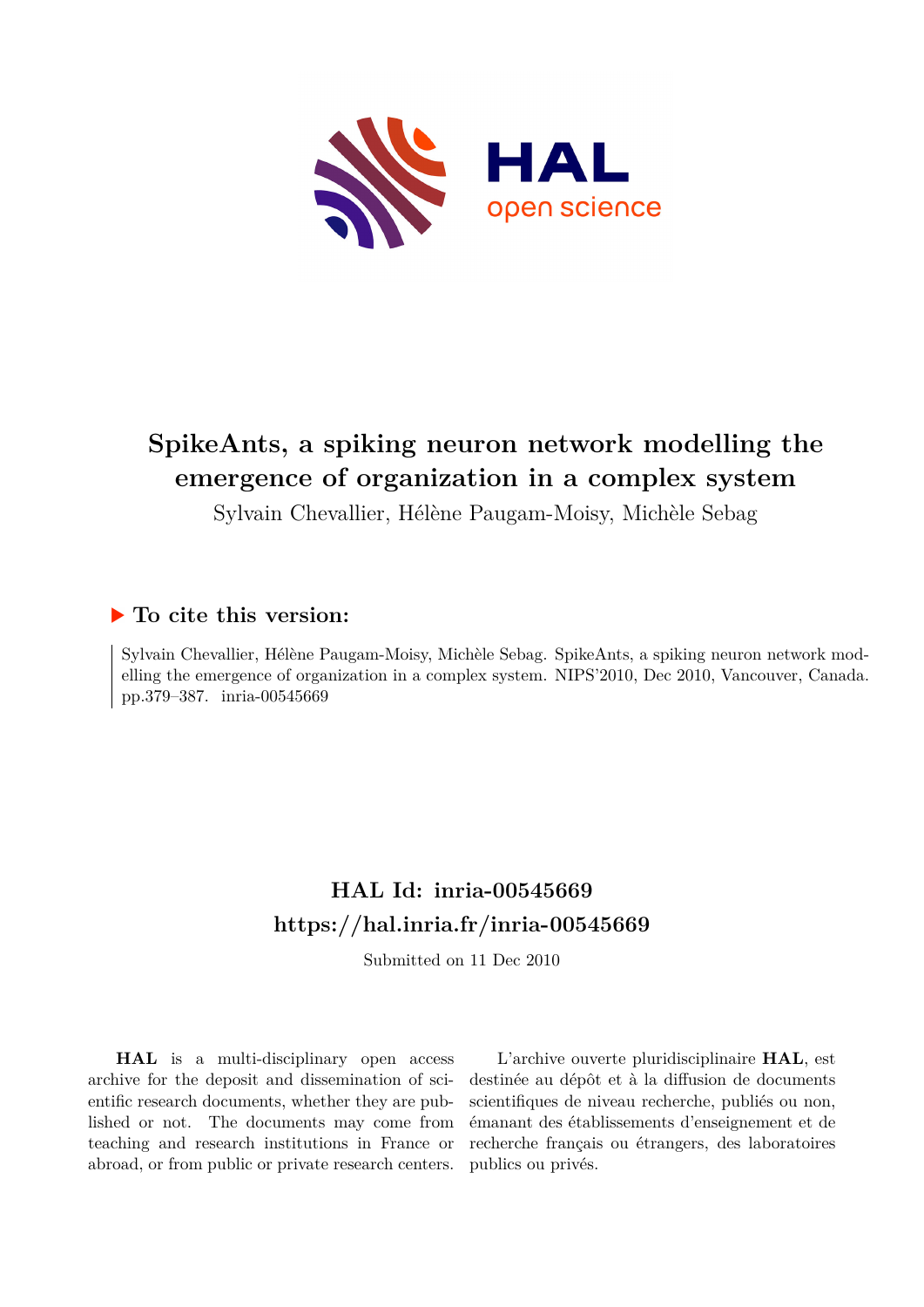# SpikeAnts, a spiking neuron network modelling the emergence of organization in a complex system

Sylvain Chevallier, Hélène Paugam-Moisy, Michèle Sebag

## ▶ To cite this version:

Sylvain Chevallier, Hélène Paugam-Moisy, Michèle Sebag. SpikeAnts, a spiking neuron network modelling the emergence of organization in a complex system. NIPS'2010, Dec 2010, Vancouver, Canada. pp.379–387. inria-00545669

## HAL Id: inria-00545669

## https://hal.inria.fr/inria-00545669

Submitted on 11 Dec 2010

**HAL** is a multi-disciplinary open access archive for the deposit and dissemination of scientific research documents, whether they are published or not. The documents may come from teaching and research institutions in France or abroad, or from public or private research centers.

L'archive ouverte pluridisciplinaire **HAL**, est destinée au dépôt et à la diffusion de documents scientifiques de niveau recherche, publiés ou non, émanant des établissements d'enseignement et de recherche français ou étrangers, des laboratoires publics ou privés.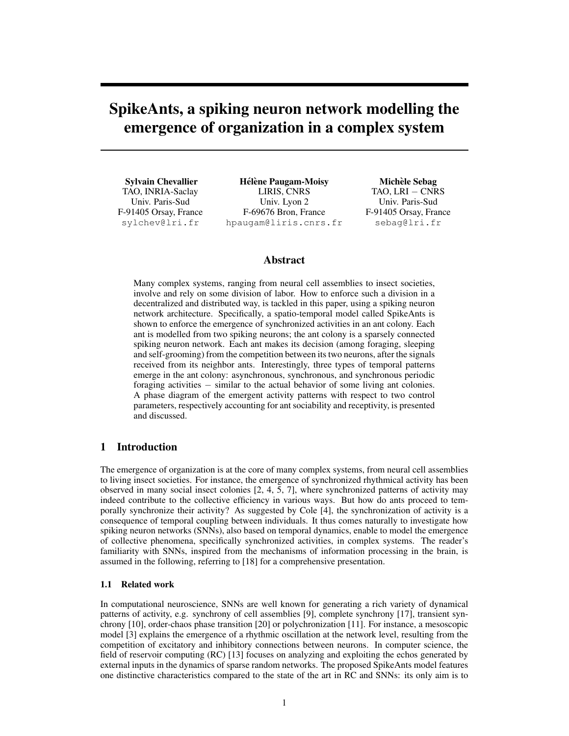# SpikeAnts, a spiking neuron network modelling the emergence of organization in a complex system

**Sylvain Chevallier**
TAO, INRIA-Saclay
Univ. Paris-Sud
F-91405 Orsay, France
sylchev@lri.fr

**Hélène Paugam-Moisy**
LIRIS, CNRS
Univ. Lyon 2
F-69676 Bron, France
hpaugam@liris.cnrs.fr

**Michèle Sebag**
TAO, LRI − CNRS
Univ. Paris-Sud
F-91405 Orsay, France
sebag@lri.fr

## Abstract

Many complex systems, ranging from neural cell assemblies to insect societies, involve and rely on some division of labor. How to enforce such a division in a decentralized and distributed way, is tackled in this paper, using a spiking neuron network architecture. Specifically, a spatio-temporal model called SpikeAnts is shown to enforce the emergence of synchronized activities in an ant colony. Each ant is modelled from two spiking neurons; the ant colony is a sparsely connected spiking neuron network. Each ant makes its decision (among foraging, sleeping and self-grooming) from the competition between its two neurons, after the signals received from its neighbor ants. Interestingly, three types of temporal patterns emerge in the ant colony: asynchronous, synchronous, and synchronous periodic foraging activities − similar to the actual behavior of some living ant colonies. A phase diagram of the emergent activity patterns with respect to two control parameters, respectively accounting for ant sociability and receptivity, is presented and discussed.

## 1 Introduction

The emergence of organization is at the core of many complex systems, from neural cell assemblies to living insect societies. For instance, the emergence of synchronized rhythmical activity has been observed in many social insect colonies [2, 4, 5, 7], where synchronized patterns of activity may indeed contribute to the collective efficiency in various ways. But how do ants proceed to temporally synchronize their activity? As suggested by Cole [4], the synchronization of activity is a consequence of temporal coupling between individuals. It thus comes naturally to investigate how spiking neuron networks (SNNs), also based on temporal dynamics, enable to model the emergence of collective phenomena, specifically synchronized activities, in complex systems. The reader's familiarity with SNNs, inspired from the mechanisms of information processing in the brain, is assumed in the following, referring to [18] for a comprehensive presentation.

### 1.1 Related work

In computational neuroscience, SNNs are well known for generating a rich variety of dynamical patterns of activity, e.g. synchrony of cell assemblies [9], complete synchrony [17], transient synchrony [10], order-chaos phase transition [20] or polychronization [11]. For instance, a mesoscopic model [3] explains the emergence of a rhythmic oscillation at the network level, resulting from the competition of excitatory and inhibitory connections between neurons. In computer science, the field of reservoir computing (RC) [13] focuses on analyzing and exploiting the echos generated by external inputs in the dynamics of sparse random networks. The proposed SpikeAnts model features one distinctive characteristics compared to the state of the art in RC and SNNs: its only aim is to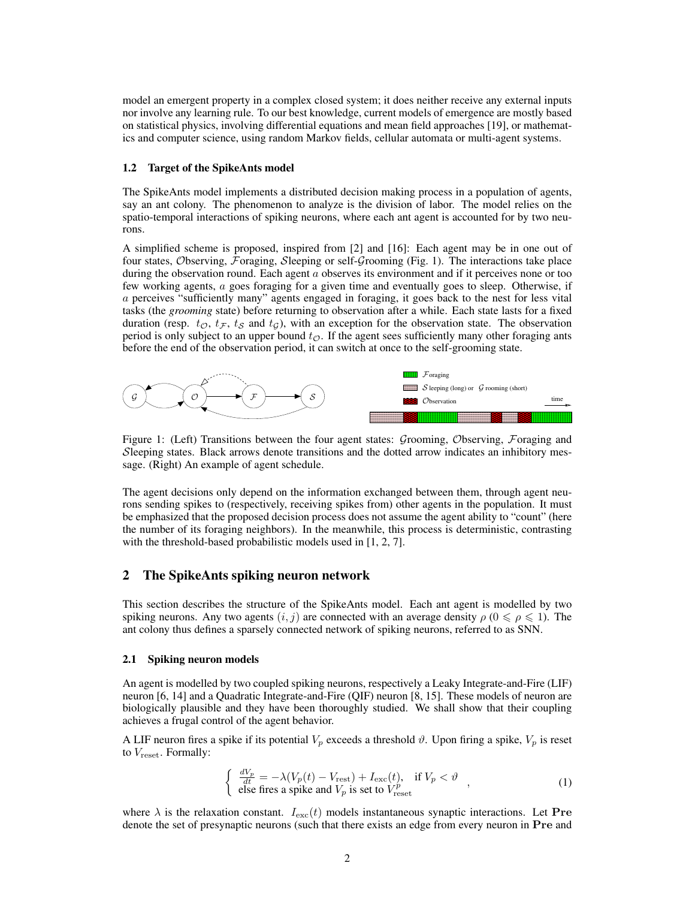model an emergent property in a complex closed system; it does neither receive any external inputs nor involve any learning rule. To our best knowledge, current models of emergence are mostly based on statistical physics, involving differential equations and mean field approaches [19], or mathematics and computer science, using random Markov fields, cellular automata or multi-agent systems.

### 1.2 Target of the SpikeAnts model

The SpikeAnts model implements a distributed decision making process in a population of agents, say an ant colony. The phenomenon to analyze is the division of labor. The model relies on the spatio-temporal interactions of spiking neurons, where each ant agent is accounted for by two neurons.

A simplified scheme is proposed, inspired from [2] and [16]: Each agent may be in one out of four states, $\mathcal{O}$bserving, $\mathcal{F}$oraging, $\mathcal{S}$leeping or self-$\mathcal{G}$rooming (Fig. 1). The interactions take place during the observation round. Each agent $a$ observes its environment and if it perceives none or too few working agents, $a$ goes foraging for a given time and eventually goes to sleep. Otherwise, if $a$ perceives "sufficiently many" agents engaged in foraging, it goes back to the nest for less vital tasks (the *grooming* state) before returning to observation after a while. Each state lasts for a fixed duration (resp. $t_{\mathcal{O}}$, $t_{\mathcal{F}}$, $t_{\mathcal{S}}$ and $t_{\mathcal{G}}$), with an exception for the observation state. The observation period is only subject to an upper bound $t_{\mathcal{O}}$. If the agent sees sufficiently many other foraging ants before the end of the observation period, it can switch at once to the self-grooming state.

Figure 1: (Left) Transitions between the four agent states: $\mathcal{G}$rooming, $\mathcal{O}$bserving, $\mathcal{F}$oraging and $\mathcal{S}$leeping states. Black arrows denote transitions and the dotted arrow indicates an inhibitory message. (Right) An example of agent schedule.

The agent decisions only depend on the information exchanged between them, through agent neurons sending spikes to (respectively, receiving spikes from) other agents in the population. It must be emphasized that the proposed decision process does not assume the agent ability to "count" (here the number of its foraging neighbors). In the meanwhile, this process is deterministic, contrasting with the threshold-based probabilistic models used in [1, 2, 7].

## 2 The SpikeAnts spiking neuron network

This section describes the structure of the SpikeAnts model. Each ant agent is modelled by two spiking neurons. Any two agents $(i, j)$ are connected with an average density $\rho$ ($0 \leqslant \rho \leqslant 1$). The ant colony thus defines a sparsely connected network of spiking neurons, referred to as SNN.

### 2.1 Spiking neuron models

An agent is modelled by two coupled spiking neurons, respectively a Leaky Integrate-and-Fire (LIF) neuron [6, 14] and a Quadratic Integrate-and-Fire (QIF) neuron [8, 15]. These models of neuron are biologically plausible and they have been thoroughly studied. We shall show that their coupling achieves a frugal control of the agent behavior.

A LIF neuron fires a spike if its potential $V_p$ exceeds a threshold $\vartheta$. Upon firing a spike, $V_p$ is reset to $V_{\text{reset}}$. Formally:

$$\begin{cases} \frac{dV_p}{dt} = -\lambda(V_p(t) - V_{\text{rest}}) + I_{\text{exc}}(t), & \text{if } V_p < \vartheta \\ \text{else fires a spike and } V_p \text{ is set to } V_{\text{reset}}^p \end{cases} , \tag{1}$$

where $\lambda$ is the relaxation constant. $I_{\text{exc}}(t)$ models instantaneous synaptic interactions. Let $\mathbf{Pre}$ denote the set of presynaptic neurons (such that there exists an edge from every neuron in $\mathbf{Pre}$ and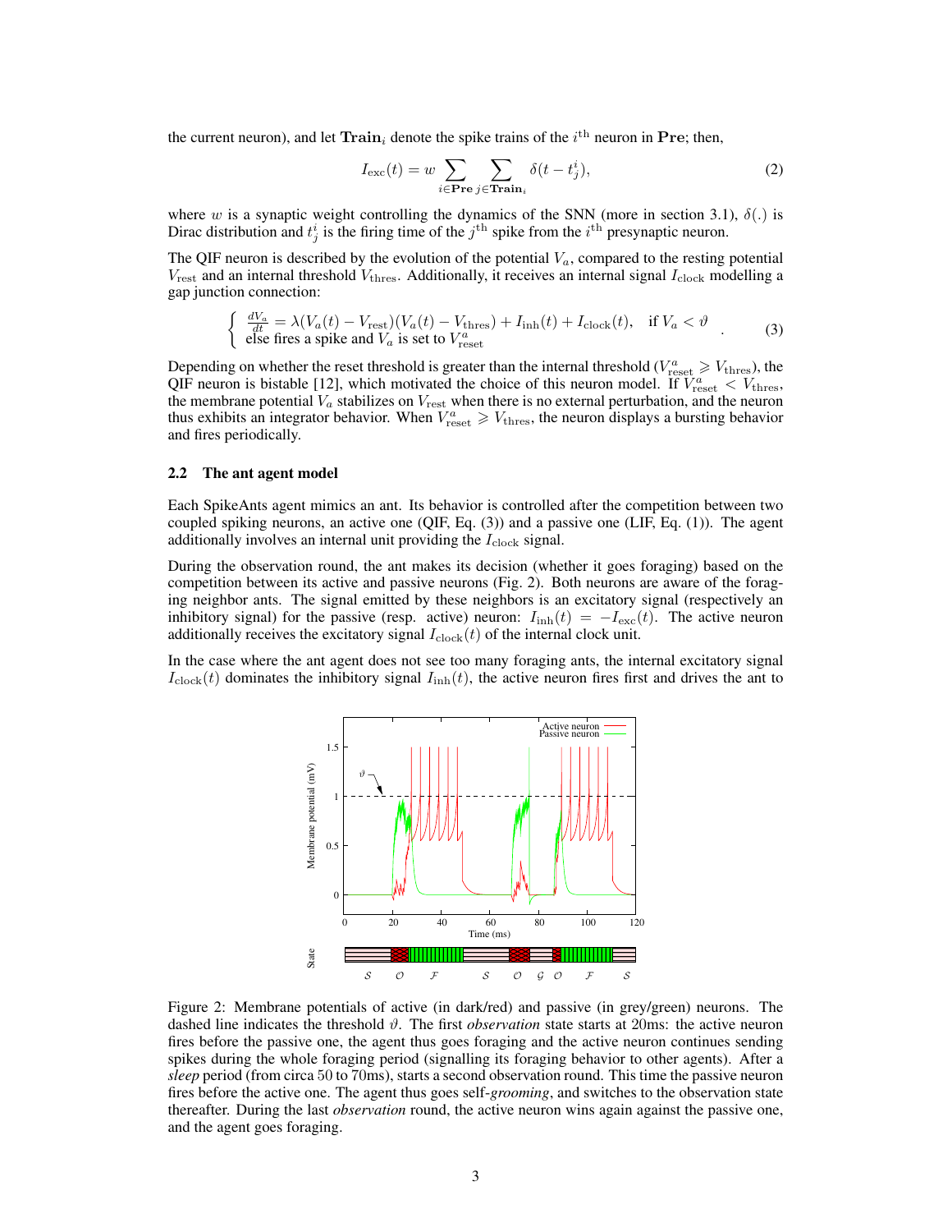the current neuron), and let $\mathbf{Train}_i$ denote the spike trains of the $i^{\text{th}}$ neuron in $\mathbf{Pre}$; then,

$$I_{\text{exc}}(t) = w \sum_{i \in \mathbf{Pre}} \sum_{j \in \mathbf{Train}_i} \delta(t - t_j^i), \tag{2}$$

where $w$ is a synaptic weight controlling the dynamics of the SNN (more in section 3.1), $\delta(.)$ is Dirac distribution and $t_j^i$ is the firing time of the $j^{\text{th}}$ spike from the $i^{\text{th}}$ presynaptic neuron.

The QIF neuron is described by the evolution of the potential $V_a$, compared to the resting potential $V_{\text{rest}}$ and an internal threshold $V_{\text{thres}}$. Additionally, it receives an internal signal $I_{\text{clock}}$ modelling a gap junction connection:

$$\begin{cases} \frac{dV_a}{dt} = \lambda(V_a(t) - V_{\text{rest}})(V_a(t) - V_{\text{thres}}) + I_{\text{inh}}(t) + I_{\text{clock}}(t), & \text{if } V_a < \vartheta \\ \text{else fires a spike and } V_a \text{ is set to } V_{\text{reset}}^a \end{cases} . \tag{3}$$

Depending on whether the reset threshold is greater than the internal threshold ($V_{\text{reset}}^a \geqslant V_{\text{thres}}$), the QIF neuron is bistable [12], which motivated the choice of this neuron model. If $V_{\text{reset}}^a < V_{\text{thres}}$, the membrane potential $V_a$ stabilizes on $V_{\text{rest}}$ when there is no external perturbation, and the neuron thus exhibits an integrator behavior. When $V_{\text{reset}}^a \geqslant V_{\text{thres}}$, the neuron displays a bursting behavior and fires periodically.

### 2.2 The ant agent model

Each SpikeAnts agent mimics an ant. Its behavior is controlled after the competition between two coupled spiking neurons, an active one (QIF, Eq. (3)) and a passive one (LIF, Eq. (1)). The agent additionally involves an internal unit providing the $I_{\text{clock}}$ signal.

During the observation round, the ant makes its decision (whether it goes foraging) based on the competition between its active and passive neurons (Fig. 2). Both neurons are aware of the foraging neighbor ants. The signal emitted by these neighbors is an excitatory signal (respectively an inhibitory signal) for the passive (resp. active) neuron: $I_{\text{inh}}(t) = -I_{\text{exc}}(t)$. The active neuron additionally receives the excitatory signal $I_{\text{clock}}(t)$ of the internal clock unit.

In the case where the ant agent does not see too many foraging ants, the internal excitatory signal $I_{\text{clock}}(t)$ dominates the inhibitory signal $I_{\text{inh}}(t)$, the active neuron fires first and drives the ant to

Figure 2: Membrane potentials of active (in dark/red) and passive (in grey/green) neurons. The dashed line indicates the threshold $\vartheta$. The first *observation* state starts at 20ms: the active neuron fires before the passive one, the agent thus goes foraging and the active neuron continues sending spikes during the whole foraging period (signalling its foraging behavior to other agents). After a *sleep* period (from circa 50 to 70ms), starts a second observation round. This time the passive neuron fires before the active one. The agent thus goes self-*grooming*, and switches to the observation state thereafter. During the last *observation* round, the active neuron wins again against the passive one, and the agent goes foraging.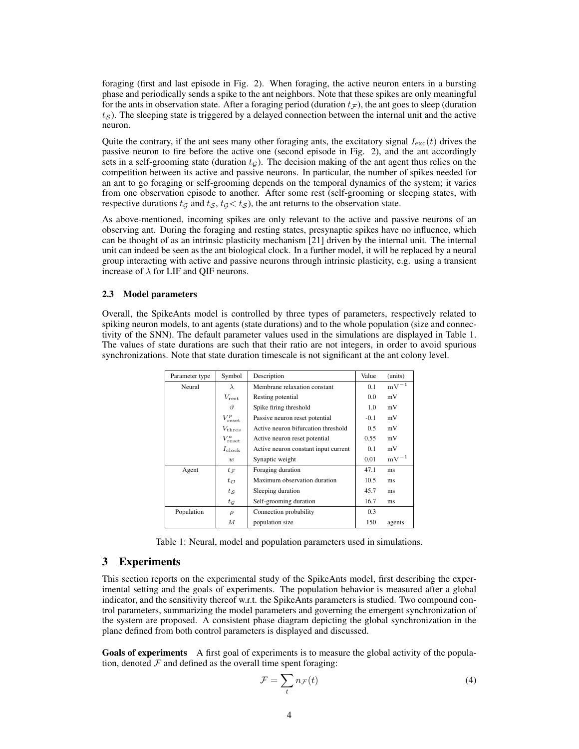foraging (first and last episode in Fig. 2). When foraging, the active neuron enters in a bursting phase and periodically sends a spike to the ant neighbors. Note that these spikes are only meaningful for the ants in observation state. After a foraging period (duration $t_{\mathcal{F}}$), the ant goes to sleep (duration $t_{\mathcal{S}}$). The sleeping state is triggered by a delayed connection between the internal unit and the active neuron.

Quite the contrary, if the ant sees many other foraging ants, the excitatory signal $I_{\text{exc}}(t)$ drives the passive neuron to fire before the active one (second episode in Fig. 2), and the ant accordingly sets in a self-grooming state (duration $t_{\mathcal{G}}$). The decision making of the ant agent thus relies on the competition between its active and passive neurons. In particular, the number of spikes needed for an ant to go foraging or self-grooming depends on the temporal dynamics of the system; it varies from one observation episode to another. After some rest (self-grooming or sleeping states, with respective durations $t_{\mathcal{G}}$ and $t_{\mathcal{S}}$, $t_{\mathcal{G}} < t_{\mathcal{S}}$), the ant returns to the observation state.

As above-mentioned, incoming spikes are only relevant to the active and passive neurons of an observing ant. During the foraging and resting states, presynaptic spikes have no influence, which can be thought of as an intrinsic plasticity mechanism [21] driven by the internal unit. The internal unit can indeed be seen as the ant biological clock. In a further model, it will be replaced by a neural group interacting with active and passive neurons through intrinsic plasticity, e.g. using a transient increase of $\lambda$ for LIF and QIF neurons.

### 2.3 Model parameters

Overall, the SpikeAnts model is controlled by three types of parameters, respectively related to spiking neuron models, to ant agents (state durations) and to the whole population (size and connectivity of the SNN). The default parameter values used in the simulations are displayed in Table 1. The values of state durations are such that their ratio are not integers, in order to avoid spurious synchronizations. Note that state duration timescale is not significant at the ant colony level.

| Parameter type | Symbol | Description | Value | (units) |
|---|---|---|---|---|
| Neural | $\lambda$ | Membrane relaxation constant | 0.1 | $\text{mV}^{-1}$ |
| | $V_{\text{rest}}$ | Resting potential | 0.0 | mV |
| | $\vartheta$ | Spike firing threshold | 1.0 | mV |
| | $V^{p}_{\text{reset}}$ | Passive neuron reset potential | -0.1 | mV |
| | $V_{\text{thres}}$ | Active neuron bifurcation threshold | 0.5 | mV |
| | $V^{a}_{\text{reset}}$ | Active neuron reset potential | 0.55 | mV |
| | $I_{\text{clock}}$ | Active neuron constant input current | 0.1 | mV |
| | $w$ | Synaptic weight | 0.01 | $\text{mV}^{-1}$ |
| Agent | $t_{\mathcal{F}}$ | Foraging duration | 47.1 | ms |
| | $t_{\mathcal{O}}$ | Maximum observation duration | 10.5 | ms |
| | $t_{\mathcal{S}}$ | Sleeping duration | 45.7 | ms |
| | $t_{\mathcal{G}}$ | Self-grooming duration | 16.7 | ms |
| Population | $\rho$ | Connection probability | 0.3 | |
| | $M$ | population size | 150 | agents |

Table 1: Neural, model and population parameters used in simulations.

## 3 Experiments

This section reports on the experimental study of the SpikeAnts model, first describing the experimental setting and the goals of experiments. The population behavior is measured after a global indicator, and the sensitivity thereof w.r.t. the SpikeAnts parameters is studied. Two compound control parameters, summarizing the model parameters and governing the emergent synchronization of the system are proposed. A consistent phase diagram depicting the global synchronization in the plane defined from both control parameters is displayed and discussed.

**Goals of experiments** A first goal of experiments is to measure the global activity of the population, denoted $\mathcal{F}$ and defined as the overall time spent foraging:

$$\mathcal{F} = \sum_{t} n_{\mathcal{F}}(t) \tag{4}$$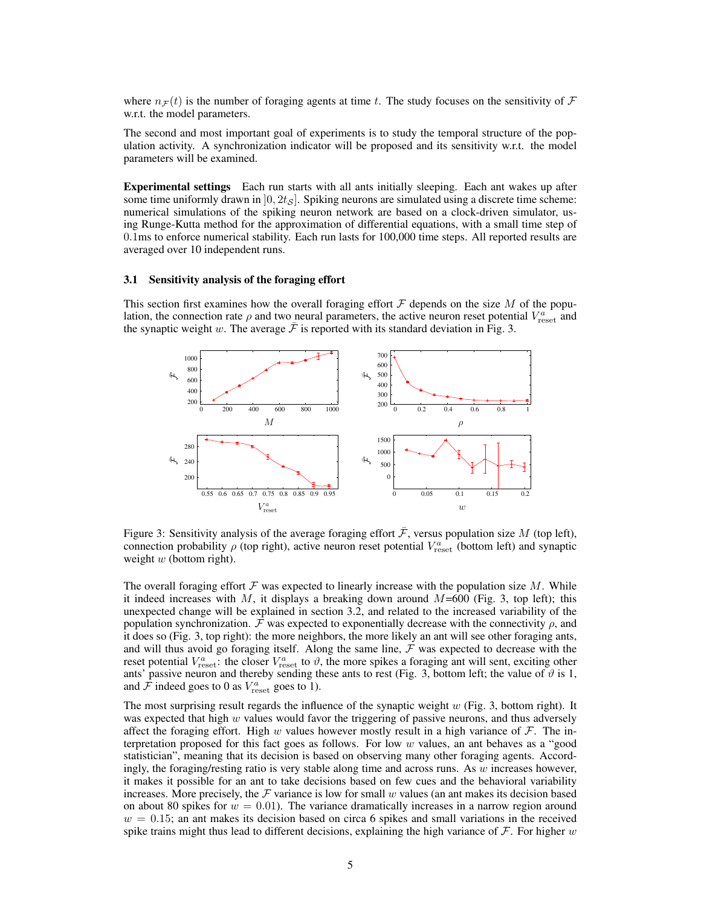where $n_{\mathcal{F}}(t)$ is the number of foraging agents at time $t$. The study focuses on the sensitivity of $\mathcal{F}$ w.r.t. the model parameters.

The second and most important goal of experiments is to study the temporal structure of the population activity. A synchronization indicator will be proposed and its sensitivity w.r.t. the model parameters will be examined.

**Experimental settings** Each run starts with all ants initially sleeping. Each ant wakes up after some time uniformly drawn in $]0, 2t_{\mathcal{S}}]$. Spiking neurons are simulated using a discrete time scheme: numerical simulations of the spiking neuron network are based on a clock-driven simulator, using Runge-Kutta method for the approximation of differential equations, with a small time step of 0.1ms to enforce numerical stability. Each run lasts for 100,000 time steps. All reported results are averaged over 10 independent runs.

### 3.1 Sensitivity analysis of the foraging effort

This section first examines how the overall foraging effort $\mathcal{F}$ depends on the size $M$ of the population, the connection rate $\rho$ and two neural parameters, the active neuron reset potential $V^a_{\text{reset}}$ and the synaptic weight $w$. The average $\bar{\mathcal{F}}$ is reported with its standard deviation in Fig. 3.

Figure 3: Sensitivity analysis of the average foraging effort $\bar{\mathcal{F}}$, versus population size $M$ (top left), connection probability $\rho$ (top right), active neuron reset potential $V^a_{\text{reset}}$ (bottom left) and synaptic weight $w$ (bottom right).

The overall foraging effort $\mathcal{F}$ was expected to linearly increase with the population size $M$. While it indeed increases with $M$, it displays a breaking down around $M$=600 (Fig. 3, top left); this unexpected change will be explained in section 3.2, and related to the increased variability of the population synchronization. $\mathcal{F}$ was expected to exponentially decrease with the connectivity $\rho$, and it does so (Fig. 3, top right): the more neighbors, the more likely an ant will see other foraging ants, and will thus avoid go foraging itself. Along the same line, $\mathcal{F}$ was expected to decrease with the reset potential $V^a_{\text{reset}}$: the closer $V^a_{\text{reset}}$ to $\vartheta$, the more spikes a foraging ant will sent, exciting other ants' passive neuron and thereby sending these ants to rest (Fig. 3, bottom left; the value of $\vartheta$ is 1, and $\mathcal{F}$ indeed goes to 0 as $V^a_{\text{reset}}$ goes to 1).

The most surprising result regards the influence of the synaptic weight $w$ (Fig. 3, bottom right). It was expected that high $w$ values would favor the triggering of passive neurons, and thus adversely affect the foraging effort. High $w$ values however mostly result in a high variance of $\mathcal{F}$. The interpretation proposed for this fact goes as follows. For low $w$ values, an ant behaves as a "good statistician", meaning that its decision is based on observing many other foraging agents. Accordingly, the foraging/resting ratio is very stable along time and across runs. As $w$ increases however, it makes it possible for an ant to take decisions based on few cues and the behavioral variability increases. More precisely, the $\mathcal{F}$ variance is low for small $w$ values (an ant makes its decision based on about 80 spikes for $w = 0.01$). The variance dramatically increases in a narrow region around $w = 0.15$; an ant makes its decision based on circa 6 spikes and small variations in the received spike trains might thus lead to different decisions, explaining the high variance of $\mathcal{F}$. For higher $w$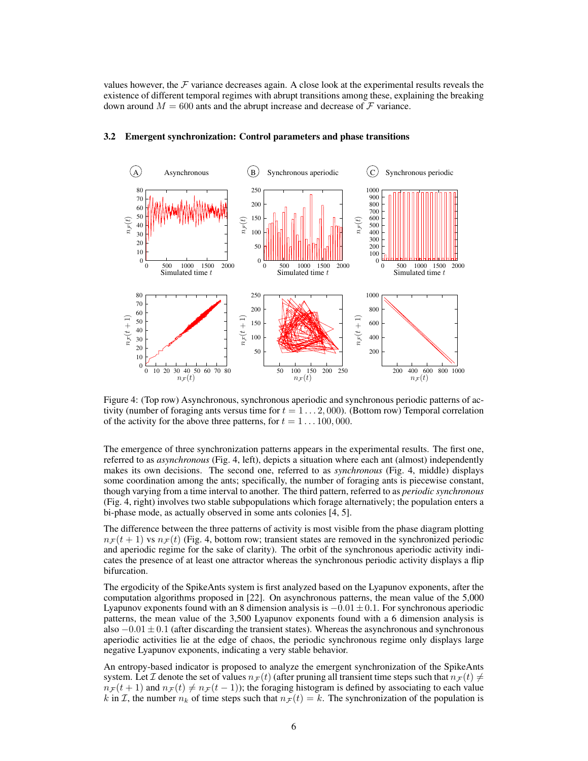values however, the $\mathcal{F}$ variance decreases again. A close look at the experimental results reveals the existence of different temporal regimes with abrupt transitions among these, explaining the breaking down around $M = 600$ ants and the abrupt increase and decrease of $\mathcal{F}$ variance.

### 3.2 Emergent synchronization: Control parameters and phase transitions

Figure 4: (Top row) Asynchronous, synchronous aperiodic and synchronous periodic patterns of activity (number of foraging ants versus time for $t = 1 \ldots 2,000$). (Bottom row) Temporal correlation of the activity for the above three patterns, for $t = 1 \ldots 100,000$.

The emergence of three synchronization patterns appears in the experimental results. The first one, referred to as *asynchronous* (Fig. 4, left), depicts a situation where each ant (almost) independently makes its own decisions. The second one, referred to as *synchronous* (Fig. 4, middle) displays some coordination among the ants; specifically, the number of foraging ants is piecewise constant, though varying from a time interval to another. The third pattern, referred to as *periodic synchronous* (Fig. 4, right) involves two stable subpopulations which forage alternatively; the population enters a bi-phase mode, as actually observed in some ants colonies [4, 5].

The difference between the three patterns of activity is most visible from the phase diagram plotting $n_{\mathcal{F}}(t+1)$ vs $n_{\mathcal{F}}(t)$ (Fig. 4, bottom row; transient states are removed in the synchronized periodic and aperiodic regime for the sake of clarity). The orbit of the synchronous aperiodic activity indicates the presence of at least one attractor whereas the synchronous periodic activity displays a flip bifurcation.

The ergodicity of the SpikeAnts system is first analyzed based on the Lyapunov exponents, after the computation algorithms proposed in [22]. On asynchronous patterns, the mean value of the 5,000 Lyapunov exponents found with an 8 dimension analysis is $-0.01 \pm 0.1$. For synchronous aperiodic patterns, the mean value of the 3,500 Lyapunov exponents found with a 6 dimension analysis is also $-0.01 \pm 0.1$ (after discarding the transient states). Whereas the asynchronous and synchronous aperiodic activities lie at the edge of chaos, the periodic synchronous regime only displays large negative Lyapunov exponents, indicating a very stable behavior.

An entropy-based indicator is proposed to analyze the emergent synchronization of the SpikeAnts system. Let $\mathcal{I}$ denote the set of values $n_{\mathcal{F}}(t)$ (after pruning all transient time steps such that $n_{\mathcal{F}}(t) \neq n_{\mathcal{F}}(t+1)$ and $n_{\mathcal{F}}(t) \neq n_{\mathcal{F}}(t-1)$); the foraging histogram is defined by associating to each value $k$ in $\mathcal{I}$, the number $n_k$ of time steps such that $n_{\mathcal{F}}(t) = k$. The synchronization of the population is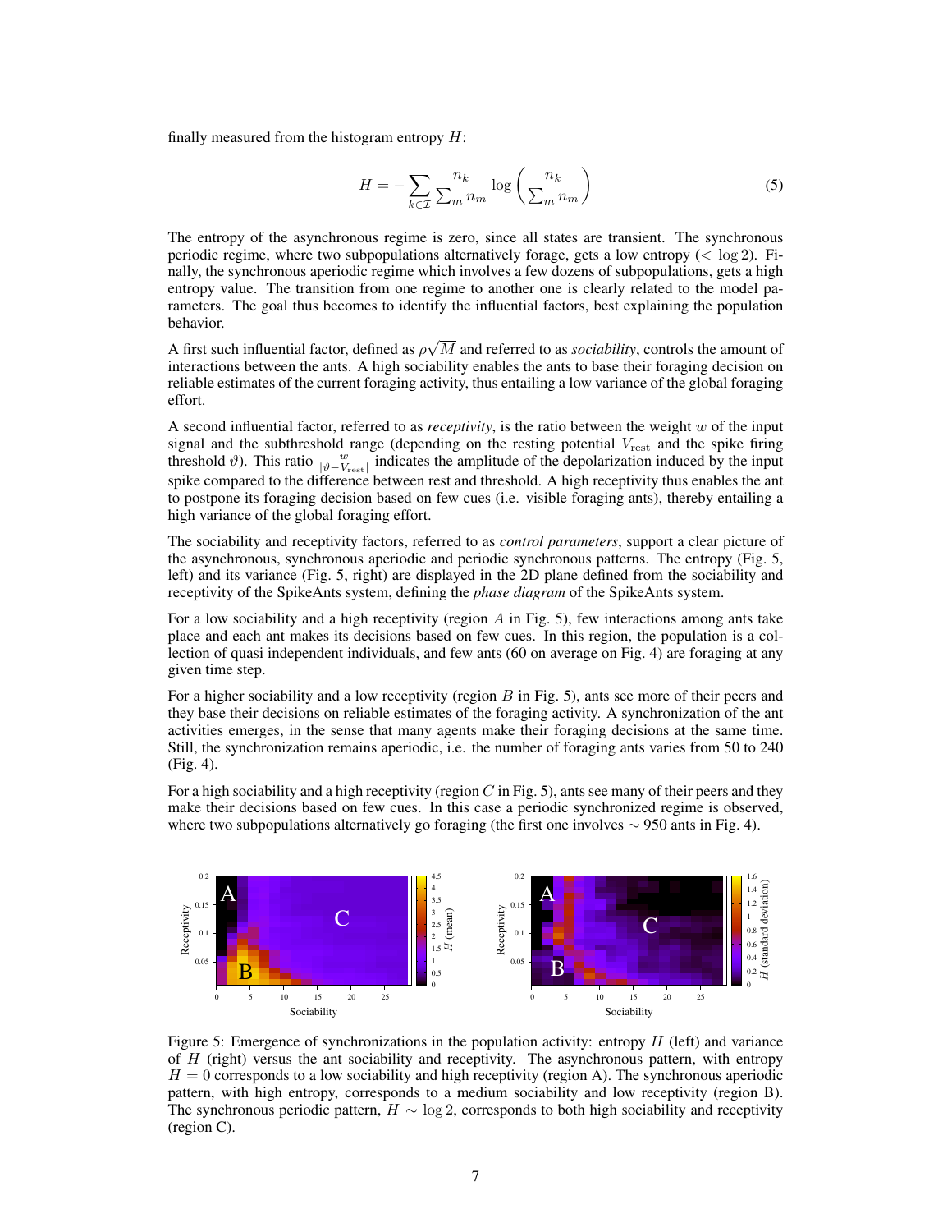finally measured from the histogram entropy $H$:

$$H = -\sum_{k \in \mathcal{I}} \frac{n_k}{\sum_m n_m} \log\left(\frac{n_k}{\sum_m n_m}\right) \tag{5}$$

The entropy of the asynchronous regime is zero, since all states are transient. The synchronous periodic regime, where two subpopulations alternatively forage, gets a low entropy ($< \log 2$). Finally, the synchronous aperiodic regime which involves a few dozens of subpopulations, gets a high entropy value. The transition from one regime to another one is clearly related to the model parameters. The goal thus becomes to identify the influential factors, best explaining the population behavior.

A first such influential factor, defined as $\rho\sqrt{M}$ and referred to as *sociability*, controls the amount of interactions between the ants. A high sociability enables the ants to base their foraging decision on reliable estimates of the current foraging activity, thus entailing a low variance of the global foraging effort.

A second influential factor, referred to as *receptivity*, is the ratio between the weight $w$ of the input signal and the subthreshold range (depending on the resting potential $V_{\text{rest}}$ and the spike firing threshold $\vartheta$). This ratio $\frac{w}{|\vartheta - V_{\text{rest}}|}$ indicates the amplitude of the depolarization induced by the input spike compared to the difference between rest and threshold. A high receptivity thus enables the ant to postpone its foraging decision based on few cues (i.e. visible foraging ants), thereby entailing a high variance of the global foraging effort.

The sociability and receptivity factors, referred to as *control parameters*, support a clear picture of the asynchronous, synchronous aperiodic and periodic synchronous patterns. The entropy (Fig. 5, left) and its variance (Fig. 5, right) are displayed in the 2D plane defined from the sociability and receptivity of the SpikeAnts system, defining the *phase diagram* of the SpikeAnts system.

For a low sociability and a high receptivity (region $A$ in Fig. 5), few interactions among ants take place and each ant makes its decisions based on few cues. In this region, the population is a collection of quasi independent individuals, and few ants (60 on average on Fig. 4) are foraging at any given time step.

For a higher sociability and a low receptivity (region $B$ in Fig. 5), ants see more of their peers and they base their decisions on reliable estimates of the foraging activity. A synchronization of the ant activities emerges, in the sense that many agents make their foraging decisions at the same time. Still, the synchronization remains aperiodic, i.e. the number of foraging ants varies from 50 to 240 (Fig. 4).

For a high sociability and a high receptivity (region $C$ in Fig. 5), ants see many of their peers and they make their decisions based on few cues. In this case a periodic synchronized regime is observed, where two subpopulations alternatively go foraging (the first one involves $\sim 950$ ants in Fig. 4).

Figure 5: Emergence of synchronizations in the population activity: entropy $H$ (left) and variance of $H$ (right) versus the ant sociability and receptivity. The asynchronous pattern, with entropy $H = 0$ corresponds to a low sociability and high receptivity (region A). The synchronous aperiodic pattern, with high entropy, corresponds to a medium sociability and low receptivity (region B). The synchronous periodic pattern, $H \sim \log 2$, corresponds to both high sociability and receptivity (region C).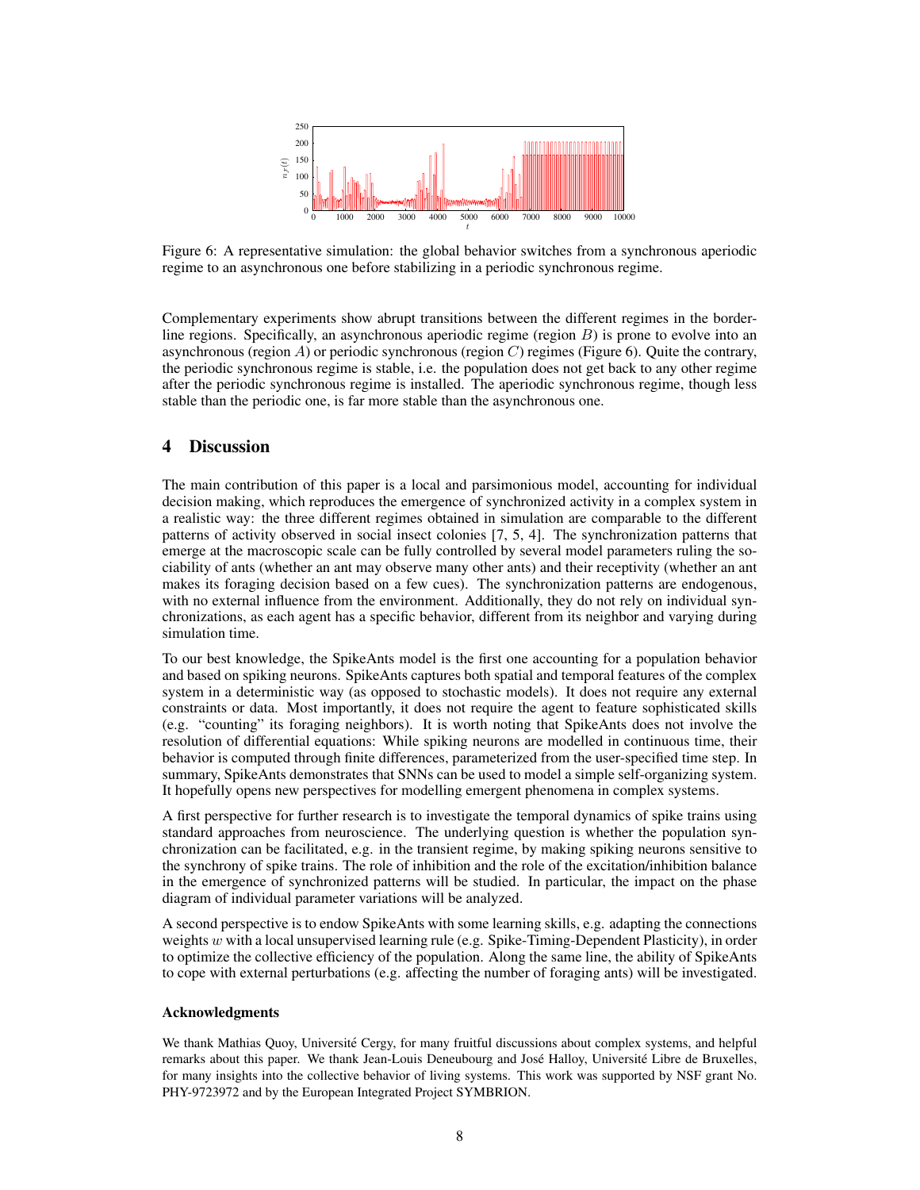Figure 6: A representative simulation: the global behavior switches from a synchronous aperiodic regime to an asynchronous one before stabilizing in a periodic synchronous regime.

Complementary experiments show abrupt transitions between the different regimes in the borderline regions. Specifically, an asynchronous aperiodic regime (region $B$) is prone to evolve into an asynchronous (region $A$) or periodic synchronous (region $C$) regimes (Figure 6). Quite the contrary, the periodic synchronous regime is stable, i.e. the population does not get back to any other regime after the periodic synchronous regime is installed. The aperiodic synchronous regime, though less stable than the periodic one, is far more stable than the asynchronous one.

## 4 Discussion

The main contribution of this paper is a local and parsimonious model, accounting for individual decision making, which reproduces the emergence of synchronized activity in a complex system in a realistic way: the three different regimes obtained in simulation are comparable to the different patterns of activity observed in social insect colonies [7, 5, 4]. The synchronization patterns that emerge at the macroscopic scale can be fully controlled by several model parameters ruling the sociability of ants (whether an ant may observe many other ants) and their receptivity (whether an ant makes its foraging decision based on a few cues). The synchronization patterns are endogenous, with no external influence from the environment. Additionally, they do not rely on individual synchronizations, as each agent has a specific behavior, different from its neighbor and varying during simulation time.

To our best knowledge, the SpikeAnts model is the first one accounting for a population behavior and based on spiking neurons. SpikeAnts captures both spatial and temporal features of the complex system in a deterministic way (as opposed to stochastic models). It does not require any external constraints or data. Most importantly, it does not require the agent to feature sophisticated skills (e.g. "counting" its foraging neighbors). It is worth noting that SpikeAnts does not involve the resolution of differential equations: While spiking neurons are modelled in continuous time, their behavior is computed through finite differences, parameterized from the user-specified time step. In summary, SpikeAnts demonstrates that SNNs can be used to model a simple self-organizing system. It hopefully opens new perspectives for modelling emergent phenomena in complex systems.

A first perspective for further research is to investigate the temporal dynamics of spike trains using standard approaches from neuroscience. The underlying question is whether the population synchronization can be facilitated, e.g. in the transient regime, by making spiking neurons sensitive to the synchrony of spike trains. The role of inhibition and the role of the excitation/inhibition balance in the emergence of synchronized patterns will be studied. In particular, the impact on the phase diagram of individual parameter variations will be analyzed.

A second perspective is to endow SpikeAnts with some learning skills, e.g. adapting the connections weights $w$ with a local unsupervised learning rule (e.g. Spike-Timing-Dependent Plasticity), in order to optimize the collective efficiency of the population. Along the same line, the ability of SpikeAnts to cope with external perturbations (e.g. affecting the number of foraging ants) will be investigated.

### Acknowledgments

We thank Mathias Quoy, Université Cergy, for many fruitful discussions about complex systems, and helpful remarks about this paper. We thank Jean-Louis Deneubourg and José Halloy, Université Libre de Bruxelles, for many insights into the collective behavior of living systems. This work was supported by NSF grant No. PHY-9723972 and by the European Integrated Project SYMBRION.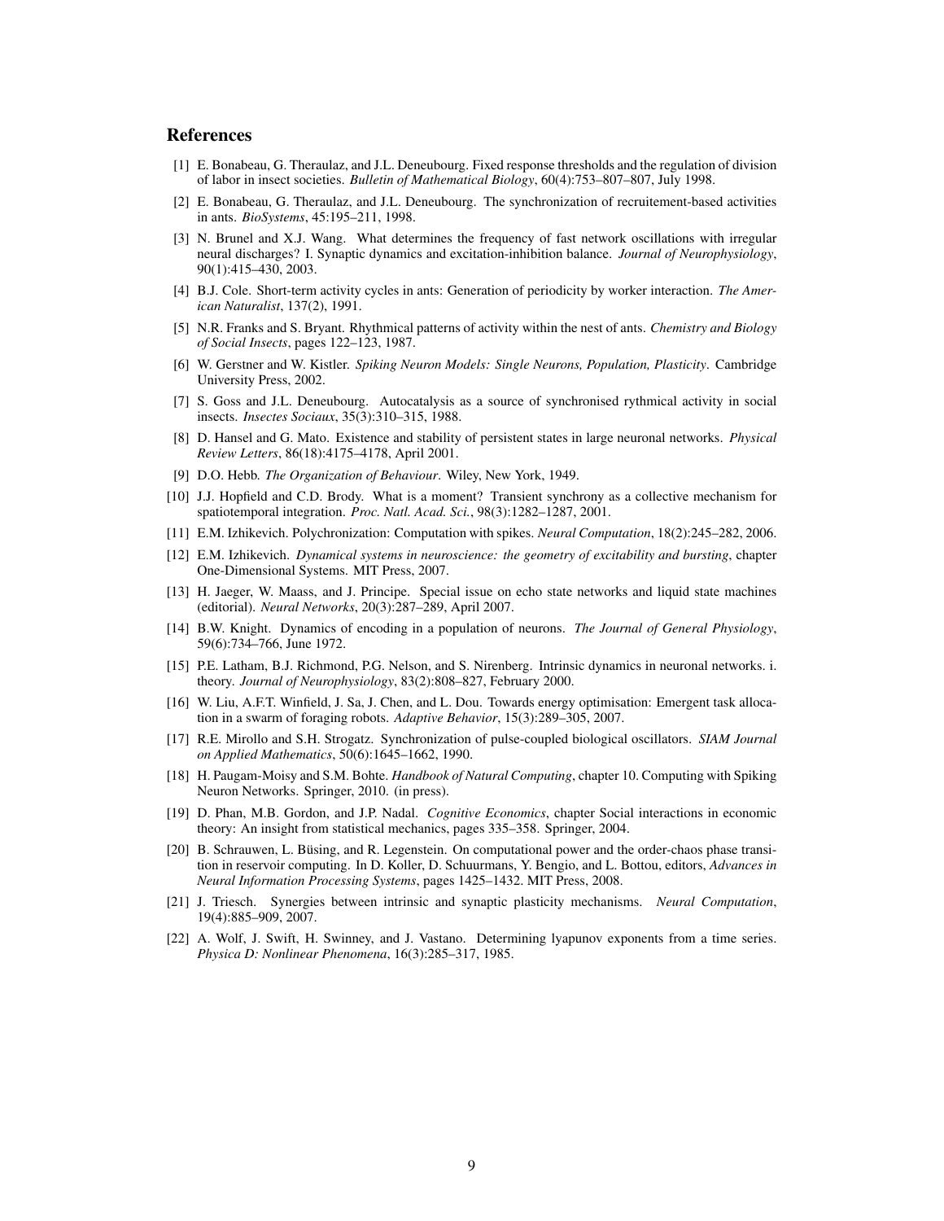## References

[1] E. Bonabeau, G. Theraulaz, and J.L. Deneubourg. Fixed response thresholds and the regulation of division of labor in insect societies. *Bulletin of Mathematical Biology*, 60(4):753–807–807, July 1998.

[2] E. Bonabeau, G. Theraulaz, and J.L. Deneubourg. The synchronization of recruitement-based activities in ants. *BioSystems*, 45:195–211, 1998.

[3] N. Brunel and X.J. Wang. What determines the frequency of fast network oscillations with irregular neural discharges? I. Synaptic dynamics and excitation-inhibition balance. *Journal of Neurophysiology*, 90(1):415–430, 2003.

[4] B.J. Cole. Short-term activity cycles in ants: Generation of periodicity by worker interaction. *The American Naturalist*, 137(2), 1991.

[5] N.R. Franks and S. Bryant. Rhythmical patterns of activity within the nest of ants. *Chemistry and Biology of Social Insects*, pages 122–123, 1987.

[6] W. Gerstner and W. Kistler. *Spiking Neuron Models: Single Neurons, Population, Plasticity*. Cambridge University Press, 2002.

[7] S. Goss and J.L. Deneubourg. Autocatalysis as a source of synchronised rythmical activity in social insects. *Insectes Sociaux*, 35(3):310–315, 1988.

[8] D. Hansel and G. Mato. Existence and stability of persistent states in large neuronal networks. *Physical Review Letters*, 86(18):4175–4178, April 2001.

[9] D.O. Hebb. *The Organization of Behaviour*. Wiley, New York, 1949.

[10] J.J. Hopfield and C.D. Brody. What is a moment? Transient synchrony as a collective mechanism for spatiotemporal integration. *Proc. Natl. Acad. Sci.*, 98(3):1282–1287, 2001.

[11] E.M. Izhikevich. Polychronization: Computation with spikes. *Neural Computation*, 18(2):245–282, 2006.

[12] E.M. Izhikevich. *Dynamical systems in neuroscience: the geometry of excitability and bursting*, chapter One-Dimensional Systems. MIT Press, 2007.

[13] H. Jaeger, W. Maass, and J. Principe. Special issue on echo state networks and liquid state machines (editorial). *Neural Networks*, 20(3):287–289, April 2007.

[14] B.W. Knight. Dynamics of encoding in a population of neurons. *The Journal of General Physiology*, 59(6):734–766, June 1972.

[15] P.E. Latham, B.J. Richmond, P.G. Nelson, and S. Nirenberg. Intrinsic dynamics in neuronal networks. i. theory. *Journal of Neurophysiology*, 83(2):808–827, February 2000.

[16] W. Liu, A.F.T. Winfield, J. Sa, J. Chen, and L. Dou. Towards energy optimisation: Emergent task allocation in a swarm of foraging robots. *Adaptive Behavior*, 15(3):289–305, 2007.

[17] R.E. Mirollo and S.H. Strogatz. Synchronization of pulse-coupled biological oscillators. *SIAM Journal on Applied Mathematics*, 50(6):1645–1662, 1990.

[18] H. Paugam-Moisy and S.M. Bohte. *Handbook of Natural Computing*, chapter 10. Computing with Spiking Neuron Networks. Springer, 2010. (in press).

[19] D. Phan, M.B. Gordon, and J.P. Nadal. *Cognitive Economics*, chapter Social interactions in economic theory: An insight from statistical mechanics, pages 335–358. Springer, 2004.

[20] B. Schrauwen, L. Büsing, and R. Legenstein. On computational power and the order-chaos phase transition in reservoir computing. In D. Koller, D. Schuurmans, Y. Bengio, and L. Bottou, editors, *Advances in Neural Information Processing Systems*, pages 1425–1432. MIT Press, 2008.

[21] J. Triesch. Synergies between intrinsic and synaptic plasticity mechanisms. *Neural Computation*, 19(4):885–909, 2007.

[22] A. Wolf, J. Swift, H. Swinney, and J. Vastano. Determining lyapunov exponents from a time series. *Physica D: Nonlinear Phenomena*, 16(3):285–317, 1985.